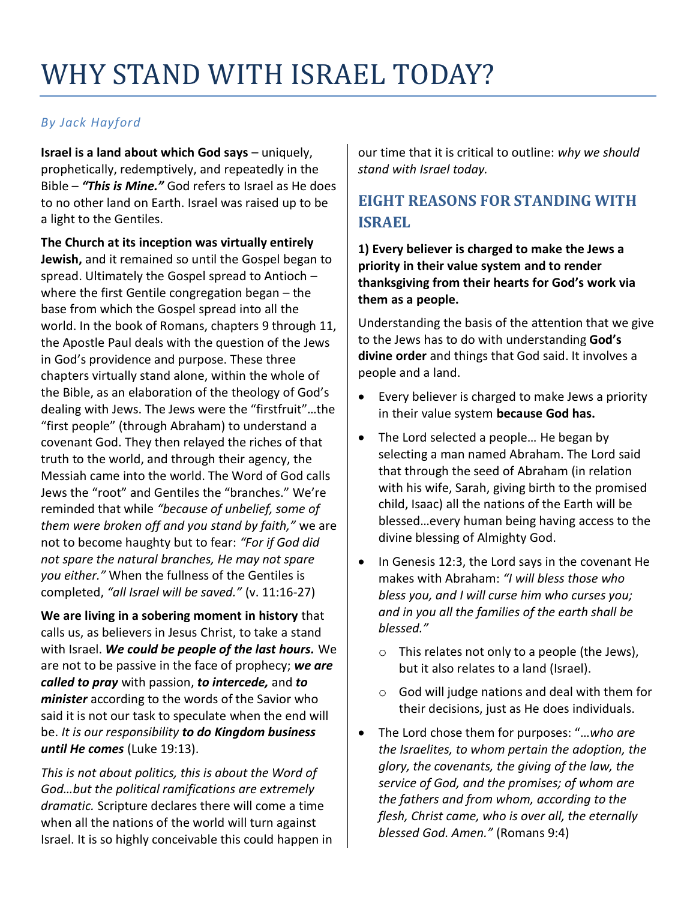# WHY STAND WITH ISRAEL TODAY?

*By Jack Hayford*

**Israel is a land about which God says** – uniquely, prophetically, redemptively, and repeatedly in the Bible – ***"This is Mine."*** God refers to Israel as He does to no other land on Earth. Israel was raised up to be a light to the Gentiles.

**The Church at its inception was virtually entirely Jewish,** and it remained so until the Gospel began to spread. Ultimately the Gospel spread to Antioch – where the first Gentile congregation began – the base from which the Gospel spread into all the world. In the book of Romans, chapters 9 through 11, the Apostle Paul deals with the question of the Jews in God's providence and purpose. These three chapters virtually stand alone, within the whole of the Bible, as an elaboration of the theology of God's dealing with Jews. The Jews were the "firstfruit"…the "first people" (through Abraham) to understand a covenant God. They then relayed the riches of that truth to the world, and through their agency, the Messiah came into the world. The Word of God calls Jews the "root" and Gentiles the "branches." We're reminded that while *"because of unbelief, some of them were broken off and you stand by faith,"* we are not to become haughty but to fear: *"For if God did not spare the natural branches, He may not spare you either."* When the fullness of the Gentiles is completed, *"all Israel will be saved."* (v. 11:16-27)

**We are living in a sobering moment in history** that calls us, as believers in Jesus Christ, to take a stand with Israel. ***We could be people of the last hours.*** We are not to be passive in the face of prophecy; ***we are called to pray*** with passion, ***to intercede,*** and ***to minister*** according to the words of the Savior who said it is not our task to speculate when the end will be. *It is our responsibility* ***to do Kingdom business until He comes*** (Luke 19:13).

*This is not about politics, this is about the Word of God…but the political ramifications are extremely dramatic.* Scripture declares there will come a time when all the nations of the world will turn against Israel. It is so highly conceivable this could happen in our time that it is critical to outline: *why we should stand with Israel today.*

## EIGHT REASONS FOR STANDING WITH ISRAEL

**1) Every believer is charged to make the Jews a priority in their value system and to render thanksgiving from their hearts for God's work via them as a people.**

Understanding the basis of the attention that we give to the Jews has to do with understanding **God's divine order** and things that God said. It involves a people and a land.

- Every believer is charged to make Jews a priority in their value system **because God has.**
- The Lord selected a people… He began by selecting a man named Abraham. The Lord said that through the seed of Abraham (in relation with his wife, Sarah, giving birth to the promised child, Isaac) all the nations of the Earth will be blessed…every human being having access to the divine blessing of Almighty God.
- In Genesis 12:3, the Lord says in the covenant He makes with Abraham: *"I will bless those who bless you, and I will curse him who curses you; and in you all the families of the earth shall be blessed."*
  - This relates not only to a people (the Jews), but it also relates to a land (Israel).
  - God will judge nations and deal with them for their decisions, just as He does individuals.
- The Lord chose them for purposes: "…*who are the Israelites, to whom pertain the adoption, the glory, the covenants, the giving of the law, the service of God, and the promises; of whom are the fathers and from whom, according to the flesh, Christ came, who is over all, the eternally blessed God. Amen."* (Romans 9:4)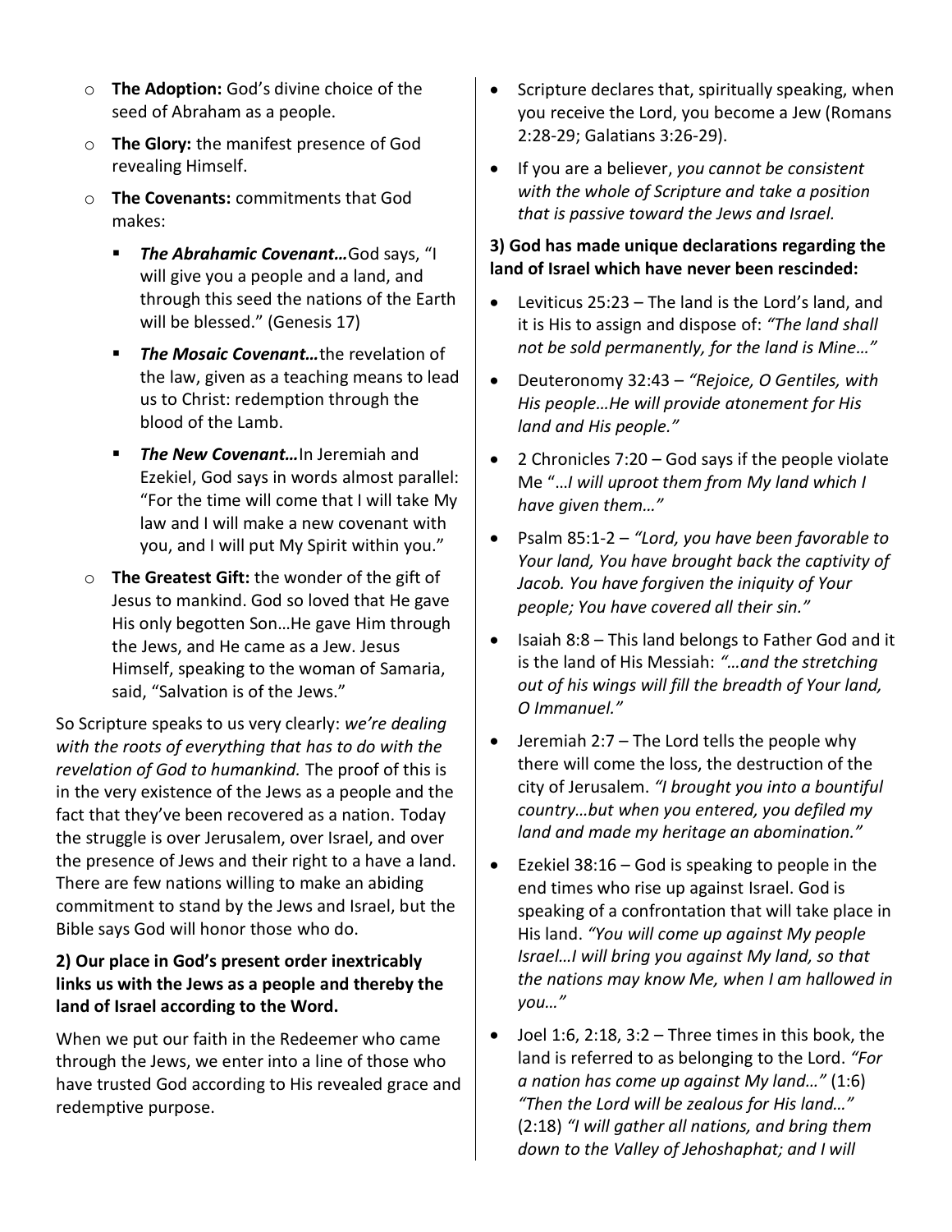- **The Adoption:** God's divine choice of the seed of Abraham as a people.
- **The Glory:** the manifest presence of God revealing Himself.
- **The Covenants:** commitments that God makes:
  - ***The Abrahamic Covenant…***God says, "I will give you a people and a land, and through this seed the nations of the Earth will be blessed." (Genesis 17)
  - ***The Mosaic Covenant…***the revelation of the law, given as a teaching means to lead us to Christ: redemption through the blood of the Lamb.
  - ***The New Covenant…***In Jeremiah and Ezekiel, God says in words almost parallel: "For the time will come that I will take My law and I will make a new covenant with you, and I will put My Spirit within you."
- **The Greatest Gift:** the wonder of the gift of Jesus to mankind. God so loved that He gave His only begotten Son…He gave Him through the Jews, and He came as a Jew. Jesus Himself, speaking to the woman of Samaria, said, "Salvation is of the Jews."

So Scripture speaks to us very clearly: *we're dealing with the roots of everything that has to do with the revelation of God to humankind.* The proof of this is in the very existence of the Jews as a people and the fact that they've been recovered as a nation. Today the struggle is over Jerusalem, over Israel, and over the presence of Jews and their right to a have a land. There are few nations willing to make an abiding commitment to stand by the Jews and Israel, but the Bible says God will honor those who do.

**2) Our place in God's present order inextricably links us with the Jews as a people and thereby the land of Israel according to the Word.**

When we put our faith in the Redeemer who came through the Jews, we enter into a line of those who have trusted God according to His revealed grace and redemptive purpose.

- Scripture declares that, spiritually speaking, when you receive the Lord, you become a Jew (Romans 2:28-29; Galatians 3:26-29).
- If you are a believer, *you cannot be consistent with the whole of Scripture and take a position that is passive toward the Jews and Israel.*

**3) God has made unique declarations regarding the land of Israel which have never been rescinded:**

- Leviticus 25:23 – The land is the Lord's land, and it is His to assign and dispose of: *"The land shall not be sold permanently, for the land is Mine…"*
- Deuteronomy 32:43 – *"Rejoice, O Gentiles, with His people…He will provide atonement for His land and His people."*
- 2 Chronicles 7:20 – God says if the people violate Me "…*I will uproot them from My land which I have given them…"*
- Psalm 85:1-2 – *"Lord, you have been favorable to Your land, You have brought back the captivity of Jacob. You have forgiven the iniquity of Your people; You have covered all their sin."*
- Isaiah 8:8 – This land belongs to Father God and it is the land of His Messiah: *"…and the stretching out of his wings will fill the breadth of Your land, O Immanuel."*
- Jeremiah 2:7 – The Lord tells the people why there will come the loss, the destruction of the city of Jerusalem. *"I brought you into a bountiful country…but when you entered, you defiled my land and made my heritage an abomination."*
- Ezekiel 38:16 – God is speaking to people in the end times who rise up against Israel. God is speaking of a confrontation that will take place in His land. *"You will come up against My people Israel…I will bring you against My land, so that the nations may know Me, when I am hallowed in you…"*
- Joel 1:6, 2:18, 3:2 – Three times in this book, the land is referred to as belonging to the Lord. *"For a nation has come up against My land…"* (1:6) *"Then the Lord will be zealous for His land…"* (2:18) *"I will gather all nations, and bring them down to the Valley of Jehoshaphat; and I will*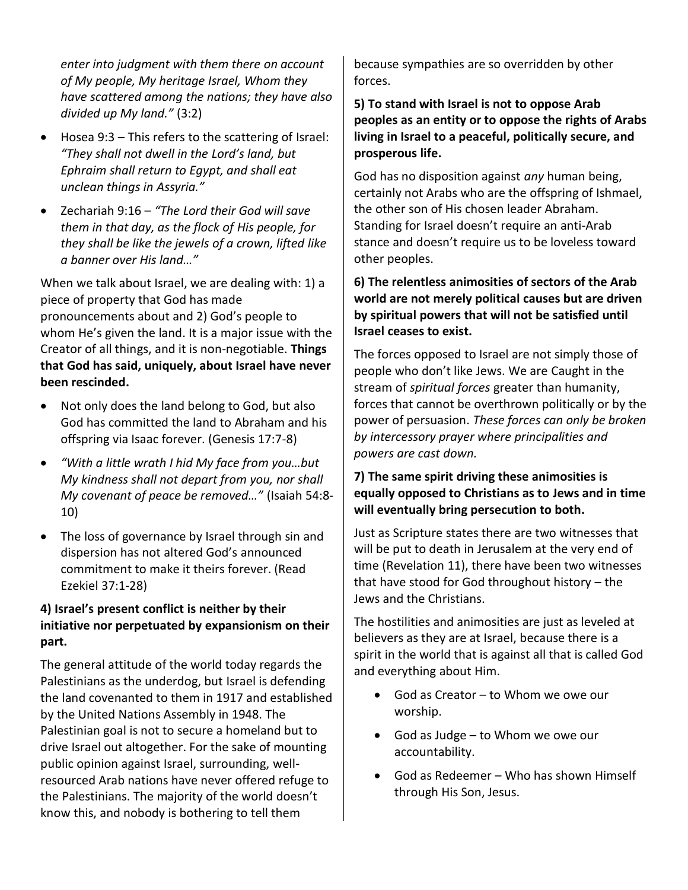*enter into judgment with them there on account of My people, My heritage Israel, Whom they have scattered among the nations; they have also divided up My land."* (3:2)

- Hosea 9:3 – This refers to the scattering of Israel: *"They shall not dwell in the Lord's land, but Ephraim shall return to Egypt, and shall eat unclean things in Assyria."*
- Zechariah 9:16 – *"The Lord their God will save them in that day, as the flock of His people, for they shall be like the jewels of a crown, lifted like a banner over His land…"*

When we talk about Israel, we are dealing with: 1) a piece of property that God has made pronouncements about and 2) God's people to whom He's given the land. It is a major issue with the Creator of all things, and it is non-negotiable. **Things that God has said, uniquely, about Israel have never been rescinded.**

- Not only does the land belong to God, but also God has committed the land to Abraham and his offspring via Isaac forever. (Genesis 17:7-8)
- *"With a little wrath I hid My face from you…but My kindness shall not depart from you, nor shall My covenant of peace be removed…"* (Isaiah 54:8-10)
- The loss of governance by Israel through sin and dispersion has not altered God's announced commitment to make it theirs forever. (Read Ezekiel 37:1-28)

**4) Israel's present conflict is neither by their initiative nor perpetuated by expansionism on their part.**

The general attitude of the world today regards the Palestinians as the underdog, but Israel is defending the land covenanted to them in 1917 and established by the United Nations Assembly in 1948. The Palestinian goal is not to secure a homeland but to drive Israel out altogether. For the sake of mounting public opinion against Israel, surrounding, well-resourced Arab nations have never offered refuge to the Palestinians. The majority of the world doesn't know this, and nobody is bothering to tell them because sympathies are so overridden by other forces.

**5) To stand with Israel is not to oppose Arab peoples as an entity or to oppose the rights of Arabs living in Israel to a peaceful, politically secure, and prosperous life.**

God has no disposition against *any* human being, certainly not Arabs who are the offspring of Ishmael, the other son of His chosen leader Abraham. Standing for Israel doesn't require an anti-Arab stance and doesn't require us to be loveless toward other peoples.

**6) The relentless animosities of sectors of the Arab world are not merely political causes but are driven by spiritual powers that will not be satisfied until Israel ceases to exist.**

The forces opposed to Israel are not simply those of people who don't like Jews. We are Caught in the stream of *spiritual forces* greater than humanity, forces that cannot be overthrown politically or by the power of persuasion. *These forces can only be broken by intercessory prayer where principalities and powers are cast down.*

**7) The same spirit driving these animosities is equally opposed to Christians as to Jews and in time will eventually bring persecution to both.**

Just as Scripture states there are two witnesses that will be put to death in Jerusalem at the very end of time (Revelation 11), there have been two witnesses that have stood for God throughout history – the Jews and the Christians.

The hostilities and animosities are just as leveled at believers as they are at Israel, because there is a spirit in the world that is against all that is called God and everything about Him.

- God as Creator – to Whom we owe our worship.
- God as Judge – to Whom we owe our accountability.
- God as Redeemer – Who has shown Himself through His Son, Jesus.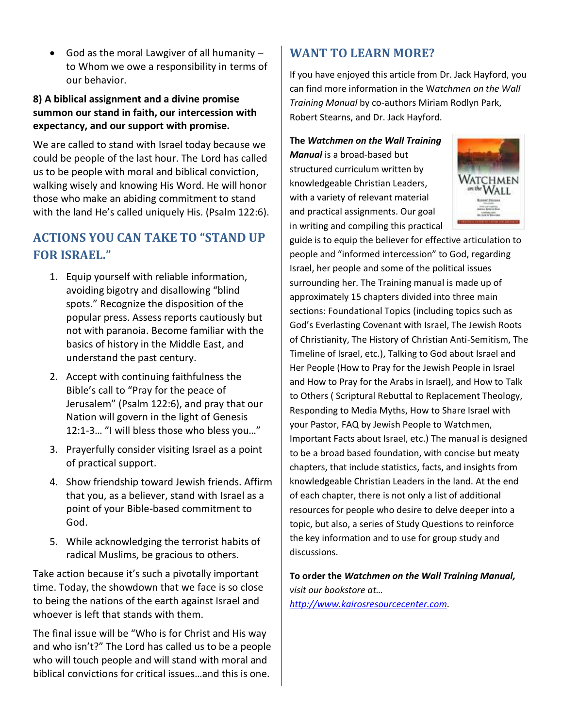- God as the moral Lawgiver of all humanity – to Whom we owe a responsibility in terms of our behavior.

**8) A biblical assignment and a divine promise summon our stand in faith, our intercession with expectancy, and our support with promise.**

We are called to stand with Israel today because we could be people of the last hour. The Lord has called us to be people with moral and biblical conviction, walking wisely and knowing His Word. He will honor those who make an abiding commitment to stand with the land He's called uniquely His. (Psalm 122:6).

## ACTIONS YOU CAN TAKE TO "STAND UP FOR ISRAEL."

1. Equip yourself with reliable information, avoiding bigotry and disallowing "blind spots." Recognize the disposition of the popular press. Assess reports cautiously but not with paranoia. Become familiar with the basics of history in the Middle East, and understand the past century.
2. Accept with continuing faithfulness the Bible's call to "Pray for the peace of Jerusalem" (Psalm 122:6), and pray that our Nation will govern in the light of Genesis 12:1-3… "I will bless those who bless you…"
3. Prayerfully consider visiting Israel as a point of practical support.
4. Show friendship toward Jewish friends. Affirm that you, as a believer, stand with Israel as a point of your Bible-based commitment to God.
5. While acknowledging the terrorist habits of radical Muslims, be gracious to others.

Take action because it's such a pivotally important time. Today, the showdown that we face is so close to being the nations of the earth against Israel and whoever is left that stands with them.

The final issue will be "Who is for Christ and His way and who isn't?" The Lord has called us to be a people who will touch people and will stand with moral and biblical convictions for critical issues…and this is one.

## WANT TO LEARN MORE?

If you have enjoyed this article from Dr. Jack Hayford, you can find more information in the W*atchmen on the Wall Training Manual* by co-authors Miriam Rodlyn Park, Robert Stearns, and Dr. Jack Hayford.

**The *Watchmen on the Wall Training Manual*** is a broad-based but structured curriculum written by knowledgeable Christian Leaders, with a variety of relevant material and practical assignments. Our goal in writing and compiling this practical guide is to equip the believer for effective articulation to people and "informed intercession" to God, regarding Israel, her people and some of the political issues surrounding her. The Training manual is made up of approximately 15 chapters divided into three main sections: Foundational Topics (including topics such as God's Everlasting Covenant with Israel, The Jewish Roots of Christianity, The History of Christian Anti-Semitism, The Timeline of Israel, etc.), Talking to God about Israel and Her People (How to Pray for the Jewish People in Israel and How to Pray for the Arabs in Israel), and How to Talk to Others ( Scriptural Rebuttal to Replacement Theology, Responding to Media Myths, How to Share Israel with your Pastor, FAQ by Jewish People to Watchmen, Important Facts about Israel, etc.) The manual is designed to be a broad based foundation, with concise but meaty chapters, that include statistics, facts, and insights from knowledgeable Christian Leaders in the land. At the end of each chapter, there is not only a list of additional resources for people who desire to delve deeper into a topic, but also, a series of Study Questions to reinforce the key information and to use for group study and discussions.

**To order the *Watchmen on the Wall Training Manual,*** *visit our bookstore at…* *http://www.kairosresourcecenter.com.*